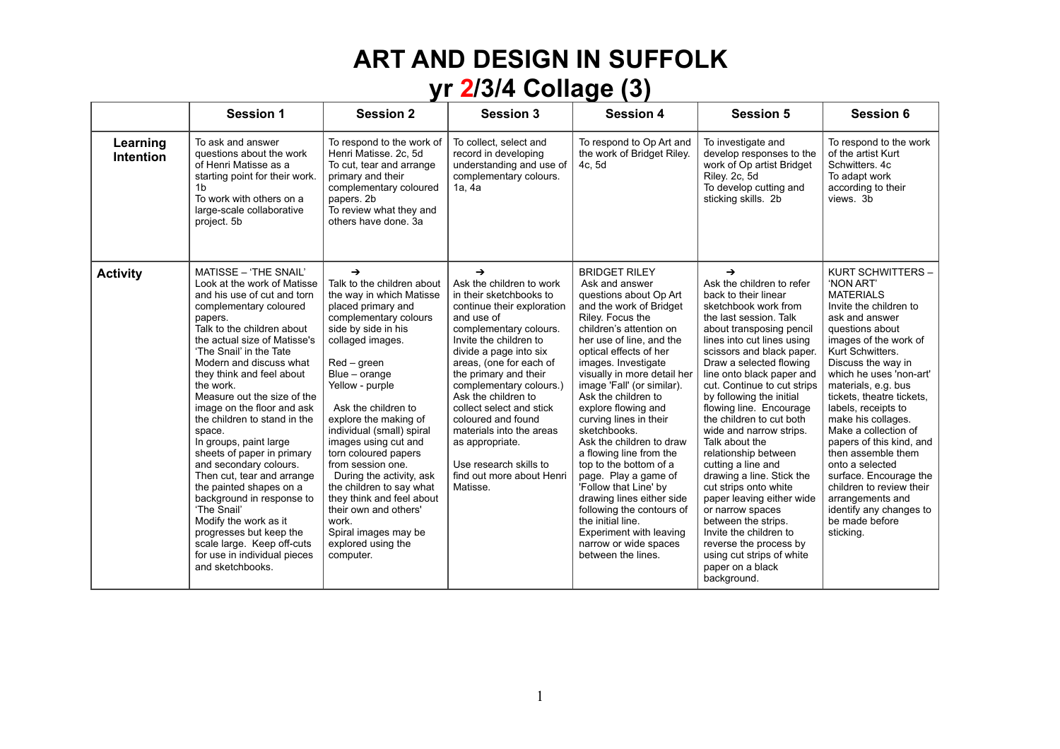# ART AND DESIGN IN SUFFOLK
# yr 2/3/4 Collage (3)

| | Session 1 | Session 2 | Session 3 | Session 4 | Session 5 | Session 6 |
|---|---|---|---|---|---|---|
| **Learning Intention** | To ask and answer questions about the work of Henri Matisse as a starting point for their work. 1b<br>To work with others on a large-scale collaborative project. 5b | To respond to the work of Henri Matisse. 2c, 5d<br>To cut, tear and arrange primary and their complementary coloured papers. 2b<br>To review what they and others have done. 3a | To collect, select and record in developing understanding and use of complementary colours. 1a, 4a | To respond to Op Art and the work of Bridget Riley. 4c, 5d | To investigate and develop responses to the work of Op artist Bridget Riley. 2c, 5d<br>To develop cutting and sticking skills. 2b | To respond to the work of the artist Kurt Schwitters. 4c<br>To adapt work according to their views. 3b |
| **Activity** | MATISSE – 'THE SNAIL'<br>Look at the work of Matisse and his use of cut and torn complementary coloured papers.<br>Talk to the children about the actual size of Matisse's 'The Snail' in the Tate Modern and discuss what they think and feel about the work.<br>Measure out the size of the image on the floor and ask the children to stand in the space.<br>In groups, paint large sheets of paper in primary and secondary colours. Then cut, tear and arrange the painted shapes on a background in response to 'The Snail'<br>Modify the work as it progresses but keep the scale large. Keep off-cuts for use in individual pieces and sketchbooks. | →<br>Talk to the children about the way in which Matisse placed primary and complementary colours side by side in his collaged images.<br><br>Red – green<br>Blue – orange<br>Yellow - purple<br><br>Ask the children to explore the making of individual (small) spiral images using cut and torn coloured papers from session one.<br>During the activity, ask the children to say what they think and feel about their own and others' work.<br>Spiral images may be explored using the computer. | →<br>Ask the children to work in their sketchbooks to continue their exploration and use of complementary colours.<br>Invite the children to divide a page into six areas, (one for each of the primary and their complementary colours.)<br>Ask the children to collect select and stick coloured and found materials into the areas as appropriate.<br><br>Use research skills to find out more about Henri Matisse. | BRIDGET RILEY<br>Ask and answer questions about Op Art and the work of Bridget Riley. Focus the children's attention on her use of line, and the optical effects of her images. Investigate visually in more detail her image 'Fall' (or similar).<br>Ask the children to explore flowing and curving lines in their sketchbooks.<br>Ask the children to draw a flowing line from the top to the bottom of a page. Play a game of 'Follow that Line' by drawing lines either side following the contours of the initial line.<br>Experiment with leaving narrow or wide spaces between the lines. | →<br>Ask the children to refer back to their linear sketchbook work from the last session. Talk about transposing pencil lines into cut lines using scissors and black paper.<br>Draw a selected flowing line onto black paper and cut. Continue to cut strips by following the initial flowing line. Encourage the children to cut both wide and narrow strips.<br>Talk about the relationship between cutting a line and drawing a line. Stick the cut strips onto white paper leaving either wide or narrow spaces between the strips.<br>Invite the children to reverse the process by using cut strips of white paper on a black background. | KURT SCHWITTERS – 'NON ART' MATERIALS<br>Invite the children to ask and answer questions about images of the work of Kurt Schwitters.<br>Discuss the way in which he uses 'non-art' materials, e.g. bus tickets, theatre tickets, labels, receipts to make his collages.<br>Make a collection of papers of this kind, and then assemble them onto a selected surface. Encourage the children to review their arrangements and identify any changes to be made before sticking. |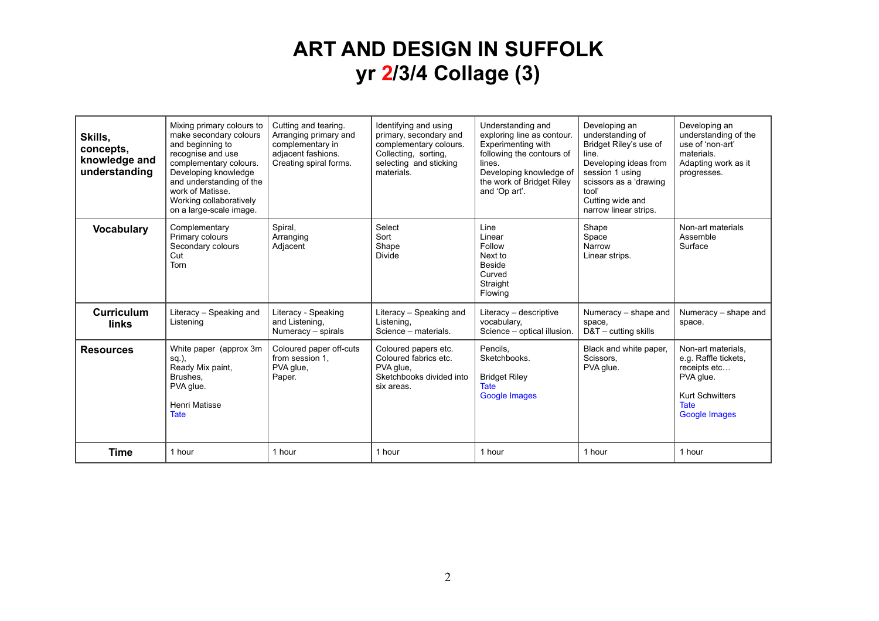# ART AND DESIGN IN SUFFOLK
# yr 2/3/4 Collage (3)

| | | | | | | |
|---|---|---|---|---|---|---|
| **Skills, concepts, knowledge and understanding** | Mixing primary colours to make secondary colours and beginning to recognise and use complementary colours. Developing knowledge and understanding of the work of Matisse. Working collaboratively on a large-scale image. | Cutting and tearing. Arranging primary and complementary in adjacent fashions. Creating spiral forms. | Identifying and using primary, secondary and complementary colours. Collecting, sorting, selecting and sticking materials. | Understanding and exploring line as contour. Experimenting with following the contours of lines. Developing knowledge of the work of Bridget Riley and 'Op art'. | Developing an understanding of Bridget Riley's use of line. Developing ideas from session 1 using scissors as a 'drawing tool' Cutting wide and narrow linear strips. | Developing an understanding of the use of 'non-art' materials. Adapting work as it progresses. |
| **Vocabulary** | Complementary<br>Primary colours<br>Secondary colours<br>Cut<br>Torn | Spiral,<br>Arranging<br>Adjacent | Select<br>Sort<br>Shape<br>Divide | Line<br>Linear<br>Follow<br>Next to<br>Beside<br>Curved<br>Straight<br>Flowing | Shape<br>Space<br>Narrow<br>Linear strips. | Non-art materials<br>Assemble<br>Surface |
| **Curriculum links** | Literacy – Speaking and Listening | Literacy - Speaking and Listening,<br>Numeracy – spirals | Literacy – Speaking and Listening,<br>Science – materials. | Literacy – descriptive vocabulary,<br>Science – optical illusion. | Numeracy – shape and space,<br>D&T – cutting skills | Numeracy – shape and space. |
| **Resources** | White paper (approx 3m sq.),<br>Ready Mix paint,<br>Brushes,<br>PVA glue.<br><br>Henri Matisse<br>Tate | Coloured paper off-cuts from session 1,<br>PVA glue,<br>Paper. | Coloured papers etc.<br>Coloured fabrics etc.<br>PVA glue,<br>Sketchbooks divided into six areas. | Pencils,<br>Sketchbooks.<br><br>Bridget Riley<br>Tate<br>Google Images | Black and white paper,<br>Scissors,<br>PVA glue. | Non-art materials, e.g. Raffle tickets, receipts etc…<br>PVA glue.<br><br>Kurt Schwitters<br>Tate<br>Google Images |
| **Time** | 1 hour | 1 hour | 1 hour | 1 hour | 1 hour | 1 hour |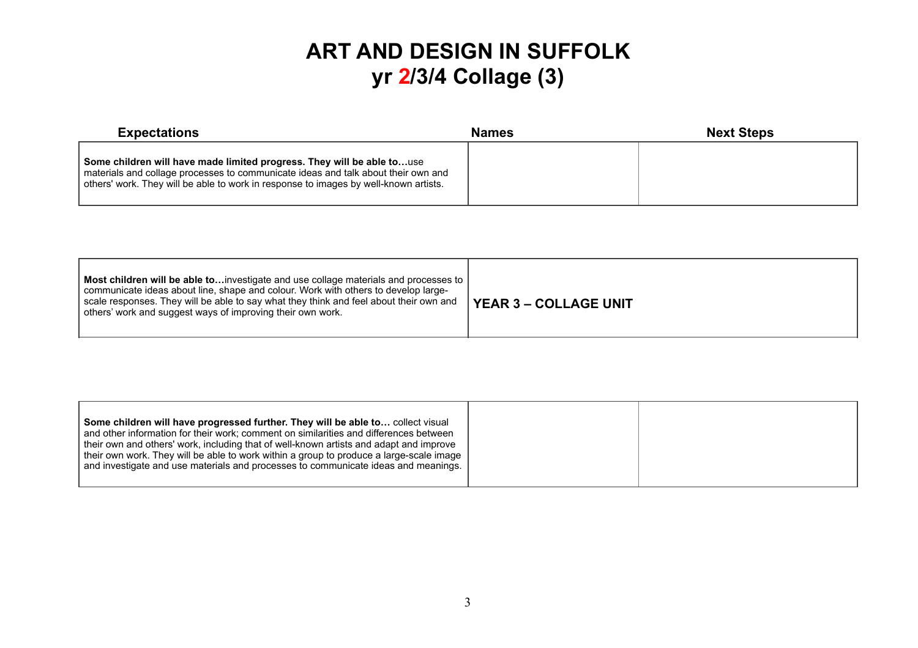# ART AND DESIGN IN SUFFOLK
# yr 2/3/4 Collage (3)

| Expectations | Names | Next Steps |
| --- | --- | --- |
| **Some children will have made limited progress. They will be able to…**use materials and collage processes to communicate ideas and talk about their own and others' work. They will be able to work in response to images by well-known artists. | | |
| **Most children will be able to…**investigate and use collage materials and processes to communicate ideas about line, shape and colour. Work with others to develop large-scale responses. They will be able to say what they think and feel about their own and others' work and suggest ways of improving their own work. | **YEAR 3 – COLLAGE UNIT** | |
| **Some children will have progressed further. They will be able to…** collect visual and other information for their work; comment on similarities and differences between their own and others' work, including that of well-known artists and adapt and improve their own work. They will be able to work within a group to produce a large-scale image and investigate and use materials and processes to communicate ideas and meanings. | | |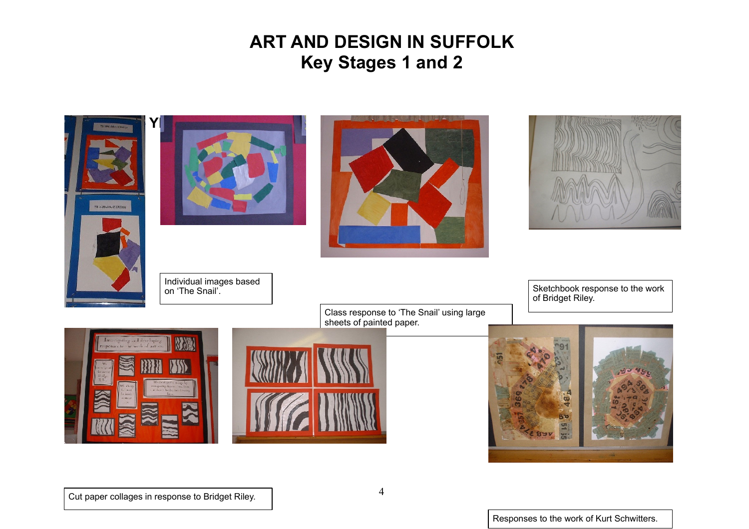# ART AND DESIGN IN SUFFOLK
## Key Stages 1 and 2

Individual images based on 'The Snail'.

Class response to 'The Snail' using large sheets of painted paper.

Sketchbook response to the work of Bridget Riley.

Cut paper collages in response to Bridget Riley.

Responses to the work of Kurt Schwitters.